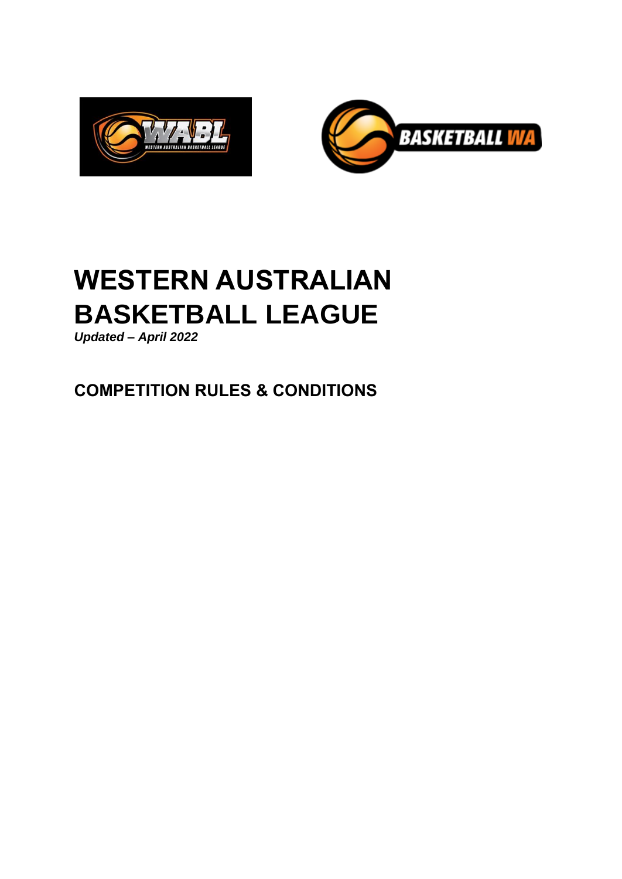# WESTERN AUSTRALIAN BASKETBALL LEAGUE

***Updated – April 2022***

## COMPETITION RULES & CONDITIONS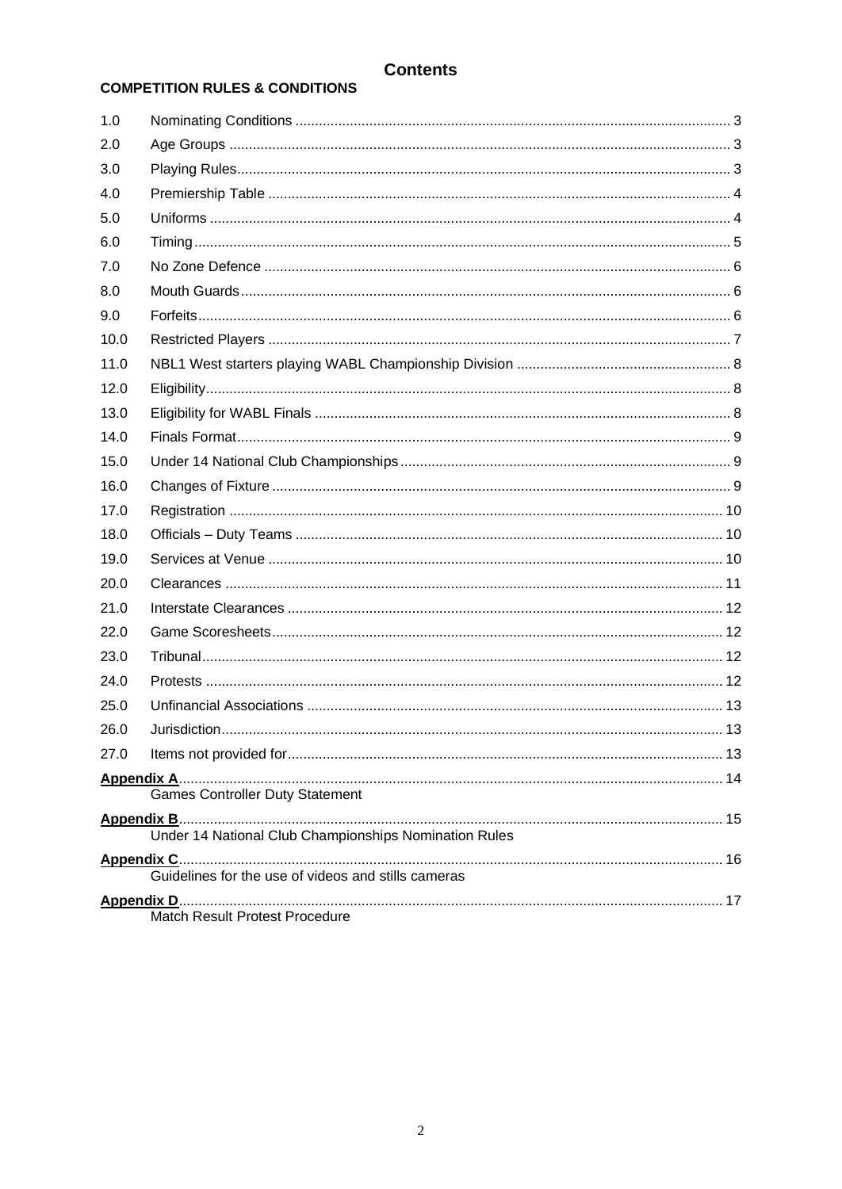# Contents

## COMPETITION RULES & CONDITIONS

| | | |
|---|---|---|
| 1.0 | Nominating Conditions | 3 |
| 2.0 | Age Groups | 3 |
| 3.0 | Playing Rules | 3 |
| 4.0 | Premiership Table | 4 |
| 5.0 | Uniforms | 4 |
| 6.0 | Timing | 5 |
| 7.0 | No Zone Defence | 6 |
| 8.0 | Mouth Guards | 6 |
| 9.0 | Forfeits | 6 |
| 10.0 | Restricted Players | 7 |
| 11.0 | NBL1 West starters playing WABL Championship Division | 8 |
| 12.0 | Eligibility | 8 |
| 13.0 | Eligibility for WABL Finals | 8 |
| 14.0 | Finals Format | 9 |
| 15.0 | Under 14 National Club Championships | 9 |
| 16.0 | Changes of Fixture | 9 |
| 17.0 | Registration | 10 |
| 18.0 | Officials – Duty Teams | 10 |
| 19.0 | Services at Venue | 10 |
| 20.0 | Clearances | 11 |
| 21.0 | Interstate Clearances | 12 |
| 22.0 | Game Scoresheets | 12 |
| 23.0 | Tribunal | 12 |
| 24.0 | Protests | 12 |
| 25.0 | Unfinancial Associations | 13 |
| 26.0 | Jurisdiction | 13 |
| 27.0 | Items not provided for | 13 |

**Appendix A** .......... 14
Games Controller Duty Statement

**Appendix B** .......... 15
Under 14 National Club Championships Nomination Rules

**Appendix C** .......... 16
Guidelines for the use of videos and stills cameras

**Appendix D** .......... 17
Match Result Protest Procedure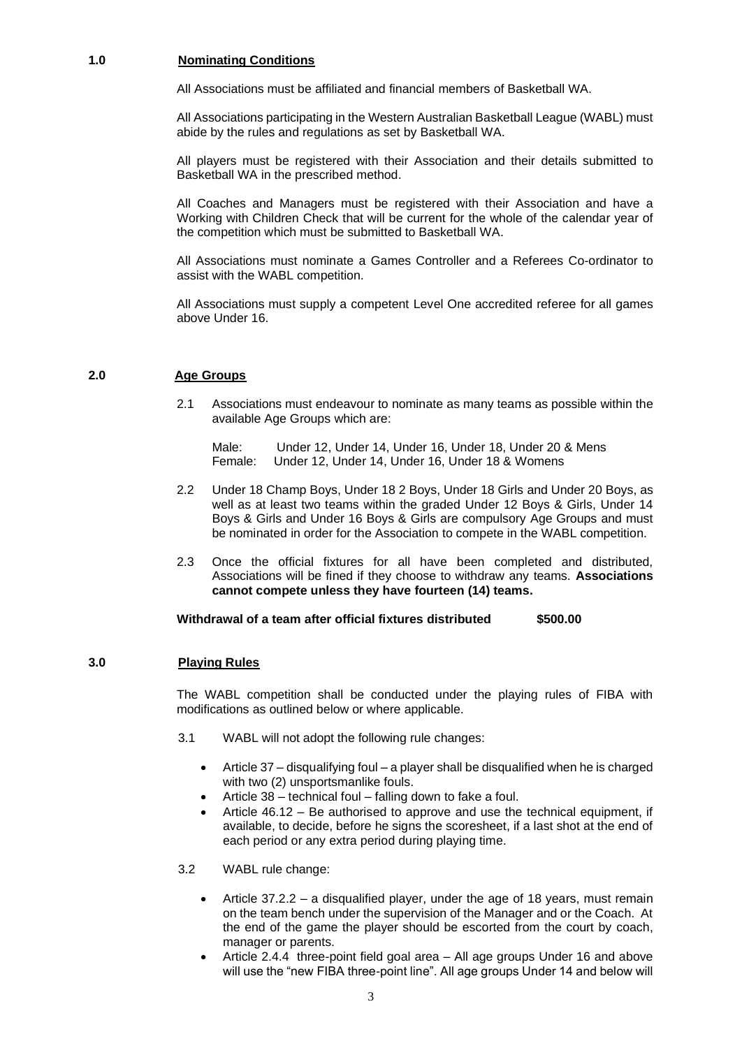## 1.0 Nominating Conditions

All Associations must be affiliated and financial members of Basketball WA.

All Associations participating in the Western Australian Basketball League (WABL) must abide by the rules and regulations as set by Basketball WA.

All players must be registered with their Association and their details submitted to Basketball WA in the prescribed method.

All Coaches and Managers must be registered with their Association and have a Working with Children Check that will be current for the whole of the calendar year of the competition which must be submitted to Basketball WA.

All Associations must nominate a Games Controller and a Referees Co-ordinator to assist with the WABL competition.

All Associations must supply a competent Level One accredited referee for all games above Under 16.

## 2.0 Age Groups

2.1 Associations must endeavour to nominate as many teams as possible within the available Age Groups which are:

Male: Under 12, Under 14, Under 16, Under 18, Under 20 & Mens
Female: Under 12, Under 14, Under 16, Under 18 & Womens

2.2 Under 18 Champ Boys, Under 18 2 Boys, Under 18 Girls and Under 20 Boys, as well as at least two teams within the graded Under 12 Boys & Girls, Under 14 Boys & Girls and Under 16 Boys & Girls are compulsory Age Groups and must be nominated in order for the Association to compete in the WABL competition.

2.3 Once the official fixtures for all have been completed and distributed, Associations will be fined if they choose to withdraw any teams. **Associations cannot compete unless they have fourteen (14) teams.**

**Withdrawal of a team after official fixtures distributed $500.00**

## 3.0 Playing Rules

The WABL competition shall be conducted under the playing rules of FIBA with modifications as outlined below or where applicable.

3.1 WABL will not adopt the following rule changes:

- Article 37 – disqualifying foul – a player shall be disqualified when he is charged with two (2) unsportsmanlike fouls.
- Article 38 – technical foul – falling down to fake a foul.
- Article 46.12 – Be authorised to approve and use the technical equipment, if available, to decide, before he signs the scoresheet, if a last shot at the end of each period or any extra period during playing time.

3.2 WABL rule change:

- Article 37.2.2 – a disqualified player, under the age of 18 years, must remain on the team bench under the supervision of the Manager and or the Coach. At the end of the game the player should be escorted from the court by coach, manager or parents.
- Article 2.4.4 three-point field goal area – All age groups Under 16 and above will use the "new FIBA three-point line". All age groups Under 14 and below will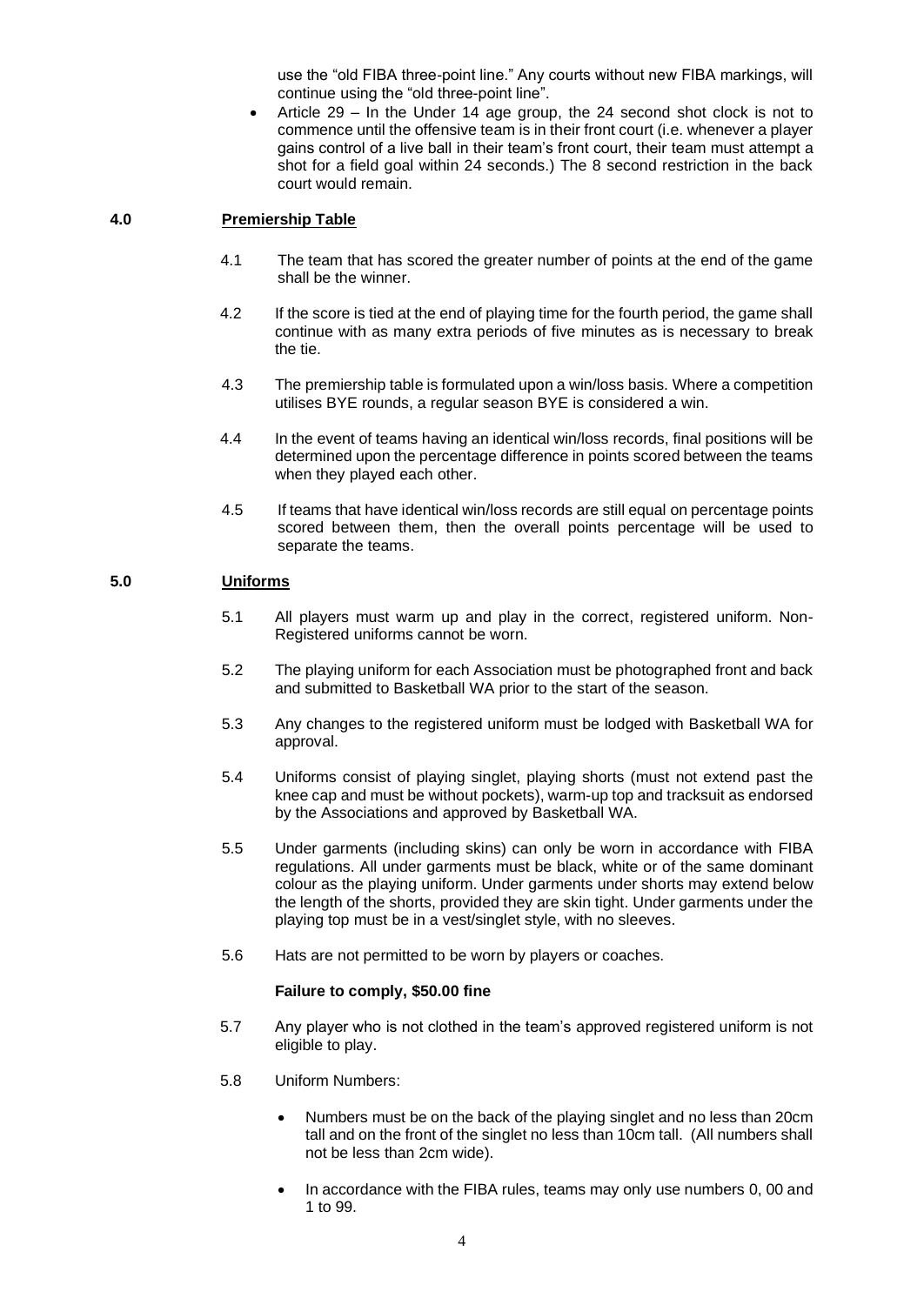use the "old FIBA three-point line." Any courts without new FIBA markings, will continue using the "old three-point line".

- Article 29 – In the Under 14 age group, the 24 second shot clock is not to commence until the offensive team is in their front court (i.e. whenever a player gains control of a live ball in their team's front court, their team must attempt a shot for a field goal within 24 seconds.) The 8 second restriction in the back court would remain.

## 4.0 Premiership Table

4.1 The team that has scored the greater number of points at the end of the game shall be the winner.

4.2 If the score is tied at the end of playing time for the fourth period, the game shall continue with as many extra periods of five minutes as is necessary to break the tie.

4.3 The premiership table is formulated upon a win/loss basis. Where a competition utilises BYE rounds, a regular season BYE is considered a win.

4.4 In the event of teams having an identical win/loss records, final positions will be determined upon the percentage difference in points scored between the teams when they played each other.

4.5 If teams that have identical win/loss records are still equal on percentage points scored between them, then the overall points percentage will be used to separate the teams.

## 5.0 Uniforms

5.1 All players must warm up and play in the correct, registered uniform. Non-Registered uniforms cannot be worn.

5.2 The playing uniform for each Association must be photographed front and back and submitted to Basketball WA prior to the start of the season.

5.3 Any changes to the registered uniform must be lodged with Basketball WA for approval.

5.4 Uniforms consist of playing singlet, playing shorts (must not extend past the knee cap and must be without pockets), warm-up top and tracksuit as endorsed by the Associations and approved by Basketball WA.

5.5 Under garments (including skins) can only be worn in accordance with FIBA regulations. All under garments must be black, white or of the same dominant colour as the playing uniform. Under garments under shorts may extend below the length of the shorts, provided they are skin tight. Under garments under the playing top must be in a vest/singlet style, with no sleeves.

5.6 Hats are not permitted to be worn by players or coaches.

**Failure to comply, $50.00 fine**

5.7 Any player who is not clothed in the team's approved registered uniform is not eligible to play.

5.8 Uniform Numbers:

- Numbers must be on the back of the playing singlet and no less than 20cm tall and on the front of the singlet no less than 10cm tall. (All numbers shall not be less than 2cm wide).
- In accordance with the FIBA rules, teams may only use numbers 0, 00 and 1 to 99.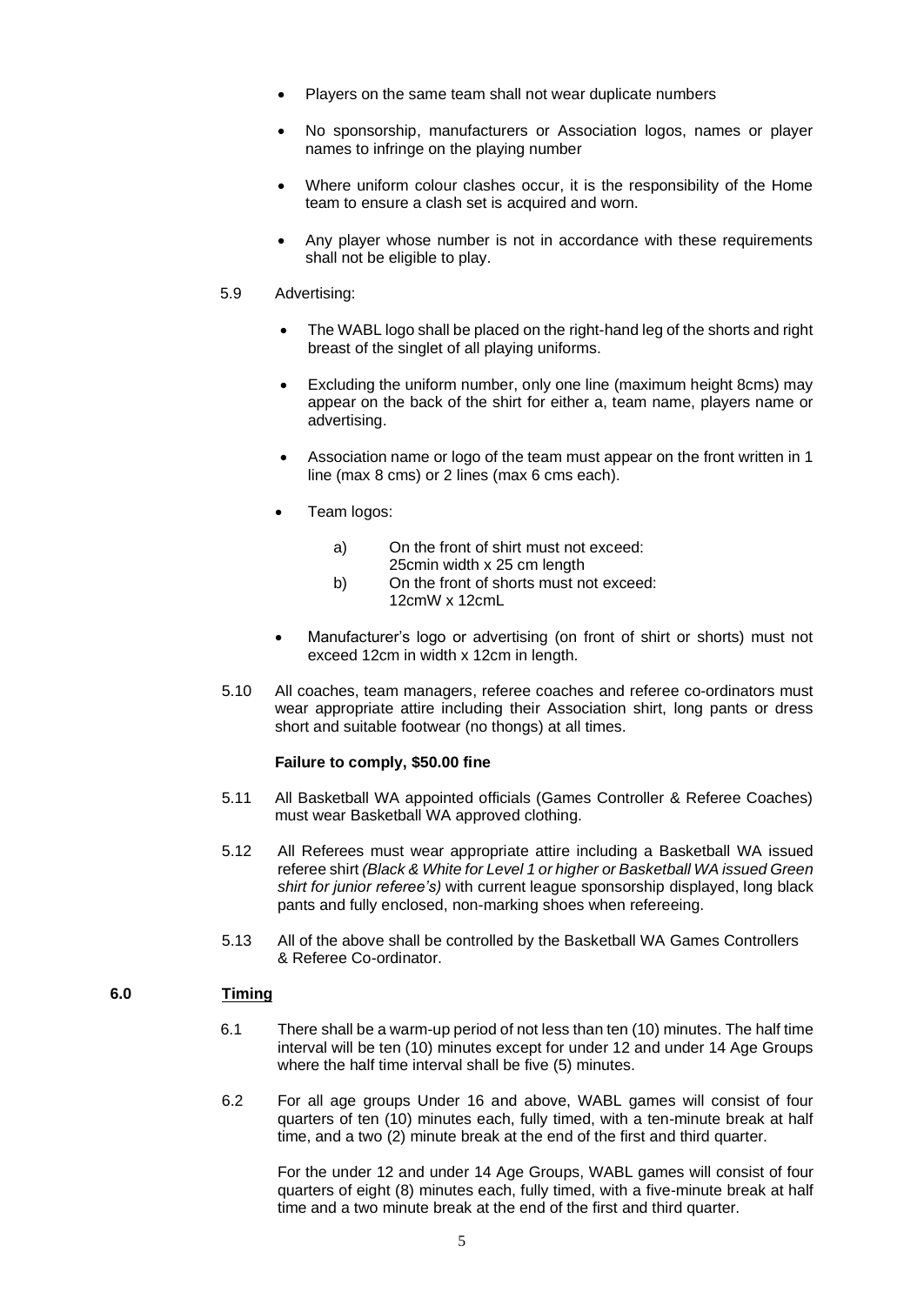- Players on the same team shall not wear duplicate numbers
- No sponsorship, manufacturers or Association logos, names or player names to infringe on the playing number
- Where uniform colour clashes occur, it is the responsibility of the Home team to ensure a clash set is acquired and worn.
- Any player whose number is not in accordance with these requirements shall not be eligible to play.

5.9 Advertising:

- The WABL logo shall be placed on the right-hand leg of the shorts and right breast of the singlet of all playing uniforms.
- Excluding the uniform number, only one line (maximum height 8cms) may appear on the back of the shirt for either a, team name, players name or advertising.
- Association name or logo of the team must appear on the front written in 1 line (max 8 cms) or 2 lines (max 6 cms each).
- Team logos:
  - a) On the front of shirt must not exceed: 25cmin width x 25 cm length
  - b) On the front of shorts must not exceed: 12cmW x 12cmL
- Manufacturer's logo or advertising (on front of shirt or shorts) must not exceed 12cm in width x 12cm in length.

5.10 All coaches, team managers, referee coaches and referee co-ordinators must wear appropriate attire including their Association shirt, long pants or dress short and suitable footwear (no thongs) at all times.

**Failure to comply, $50.00 fine**

5.11 All Basketball WA appointed officials (Games Controller & Referee Coaches) must wear Basketball WA approved clothing.

5.12 All Referees must wear appropriate attire including a Basketball WA issued referee shirt *(Black & White for Level 1 or higher or Basketball WA issued Green shirt for junior referee's)* with current league sponsorship displayed, long black pants and fully enclosed, non-marking shoes when refereeing.

5.13 All of the above shall be controlled by the Basketball WA Games Controllers & Referee Co-ordinator.

## 6.0 <u>Timing</u>

6.1 There shall be a warm-up period of not less than ten (10) minutes. The half time interval will be ten (10) minutes except for under 12 and under 14 Age Groups where the half time interval shall be five (5) minutes.

6.2 For all age groups Under 16 and above, WABL games will consist of four quarters of ten (10) minutes each, fully timed, with a ten-minute break at half time, and a two (2) minute break at the end of the first and third quarter.

For the under 12 and under 14 Age Groups, WABL games will consist of four quarters of eight (8) minutes each, fully timed, with a five-minute break at half time and a two minute break at the end of the first and third quarter.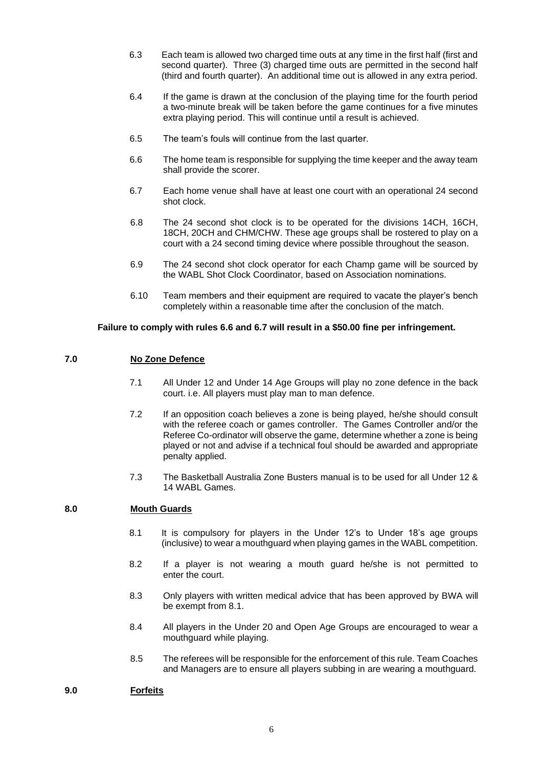6.3 Each team is allowed two charged time outs at any time in the first half (first and second quarter). Three (3) charged time outs are permitted in the second half (third and fourth quarter). An additional time out is allowed in any extra period.

6.4 If the game is drawn at the conclusion of the playing time for the fourth period a two-minute break will be taken before the game continues for a five minutes extra playing period. This will continue until a result is achieved.

6.5 The team's fouls will continue from the last quarter.

6.6 The home team is responsible for supplying the time keeper and the away team shall provide the scorer.

6.7 Each home venue shall have at least one court with an operational 24 second shot clock.

6.8 The 24 second shot clock is to be operated for the divisions 14CH, 16CH, 18CH, 20CH and CHM/CHW. These age groups shall be rostered to play on a court with a 24 second timing device where possible throughout the season.

6.9 The 24 second shot clock operator for each Champ game will be sourced by the WABL Shot Clock Coordinator, based on Association nominations.

6.10 Team members and their equipment are required to vacate the player's bench completely within a reasonable time after the conclusion of the match.

**Failure to comply with rules 6.6 and 6.7 will result in a $50.00 fine per infringement.**

## 7.0 No Zone Defence

7.1 All Under 12 and Under 14 Age Groups will play no zone defence in the back court. i.e. All players must play man to man defence.

7.2 If an opposition coach believes a zone is being played, he/she should consult with the referee coach or games controller. The Games Controller and/or the Referee Co-ordinator will observe the game, determine whether a zone is being played or not and advise if a technical foul should be awarded and appropriate penalty applied.

7.3 The Basketball Australia Zone Busters manual is to be used for all Under 12 & 14 WABL Games.

## 8.0 Mouth Guards

8.1 It is compulsory for players in the Under 12's to Under 18's age groups (inclusive) to wear a mouthguard when playing games in the WABL competition.

8.2 If a player is not wearing a mouth guard he/she is not permitted to enter the court.

8.3 Only players with written medical advice that has been approved by BWA will be exempt from 8.1.

8.4 All players in the Under 20 and Open Age Groups are encouraged to wear a mouthguard while playing.

8.5 The referees will be responsible for the enforcement of this rule. Team Coaches and Managers are to ensure all players subbing in are wearing a mouthguard.

## 9.0 Forfeits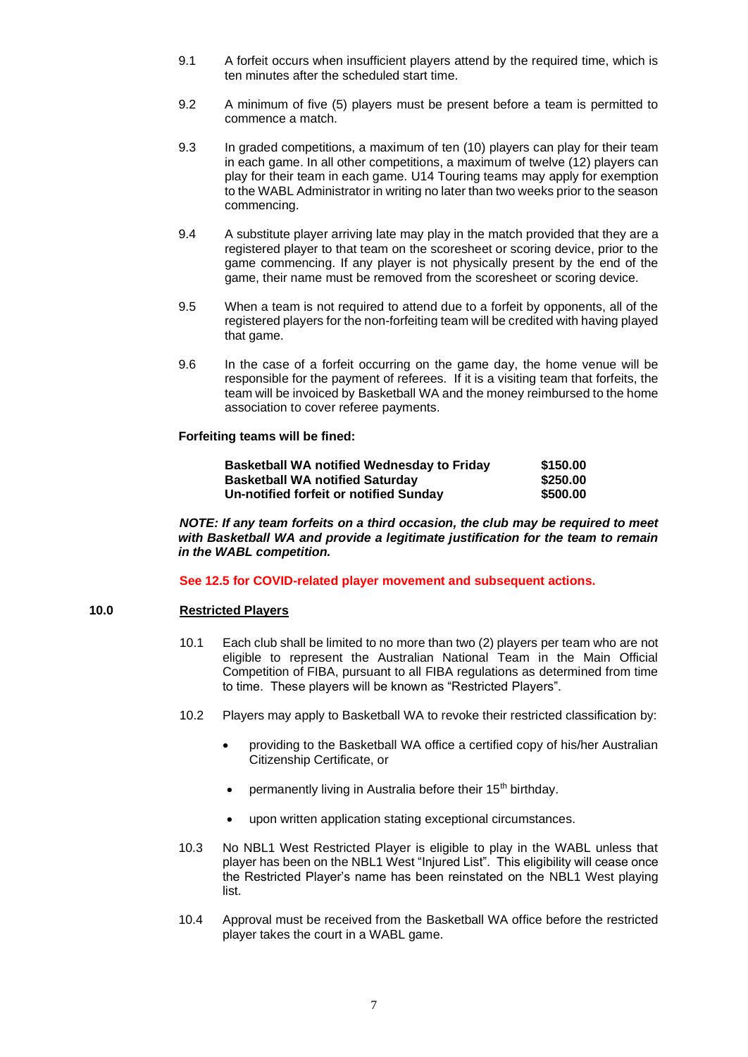9.1 A forfeit occurs when insufficient players attend by the required time, which is ten minutes after the scheduled start time.

9.2 A minimum of five (5) players must be present before a team is permitted to commence a match.

9.3 In graded competitions, a maximum of ten (10) players can play for their team in each game. In all other competitions, a maximum of twelve (12) players can play for their team in each game. U14 Touring teams may apply for exemption to the WABL Administrator in writing no later than two weeks prior to the season commencing.

9.4 A substitute player arriving late may play in the match provided that they are a registered player to that team on the scoresheet or scoring device, prior to the game commencing. If any player is not physically present by the end of the game, their name must be removed from the scoresheet or scoring device.

9.5 When a team is not required to attend due to a forfeit by opponents, all of the registered players for the non-forfeiting team will be credited with having played that game.

9.6 In the case of a forfeit occurring on the game day, the home venue will be responsible for the payment of referees. If it is a visiting team that forfeits, the team will be invoiced by Basketball WA and the money reimbursed to the home association to cover referee payments.

**Forfeiting teams will be fined:**

| | |
|---|---|
| **Basketball WA notified Wednesday to Friday** | **$150.00** |
| **Basketball WA notified Saturday** | **$250.00** |
| **Un-notified forfeit or notified Sunday** | **$500.00** |

***NOTE: If any team forfeits on a third occasion, the club may be required to meet with Basketball WA and provide a legitimate justification for the team to remain in the WABL competition.***

**See 12.5 for COVID-related player movement and subsequent actions.**

## 10.0 Restricted Players

10.1 Each club shall be limited to no more than two (2) players per team who are not eligible to represent the Australian National Team in the Main Official Competition of FIBA, pursuant to all FIBA regulations as determined from time to time. These players will be known as "Restricted Players".

10.2 Players may apply to Basketball WA to revoke their restricted classification by:

- providing to the Basketball WA office a certified copy of his/her Australian Citizenship Certificate, or
- permanently living in Australia before their 15th birthday.
- upon written application stating exceptional circumstances.

10.3 No NBL1 West Restricted Player is eligible to play in the WABL unless that player has been on the NBL1 West "Injured List". This eligibility will cease once the Restricted Player's name has been reinstated on the NBL1 West playing list.

10.4 Approval must be received from the Basketball WA office before the restricted player takes the court in a WABL game.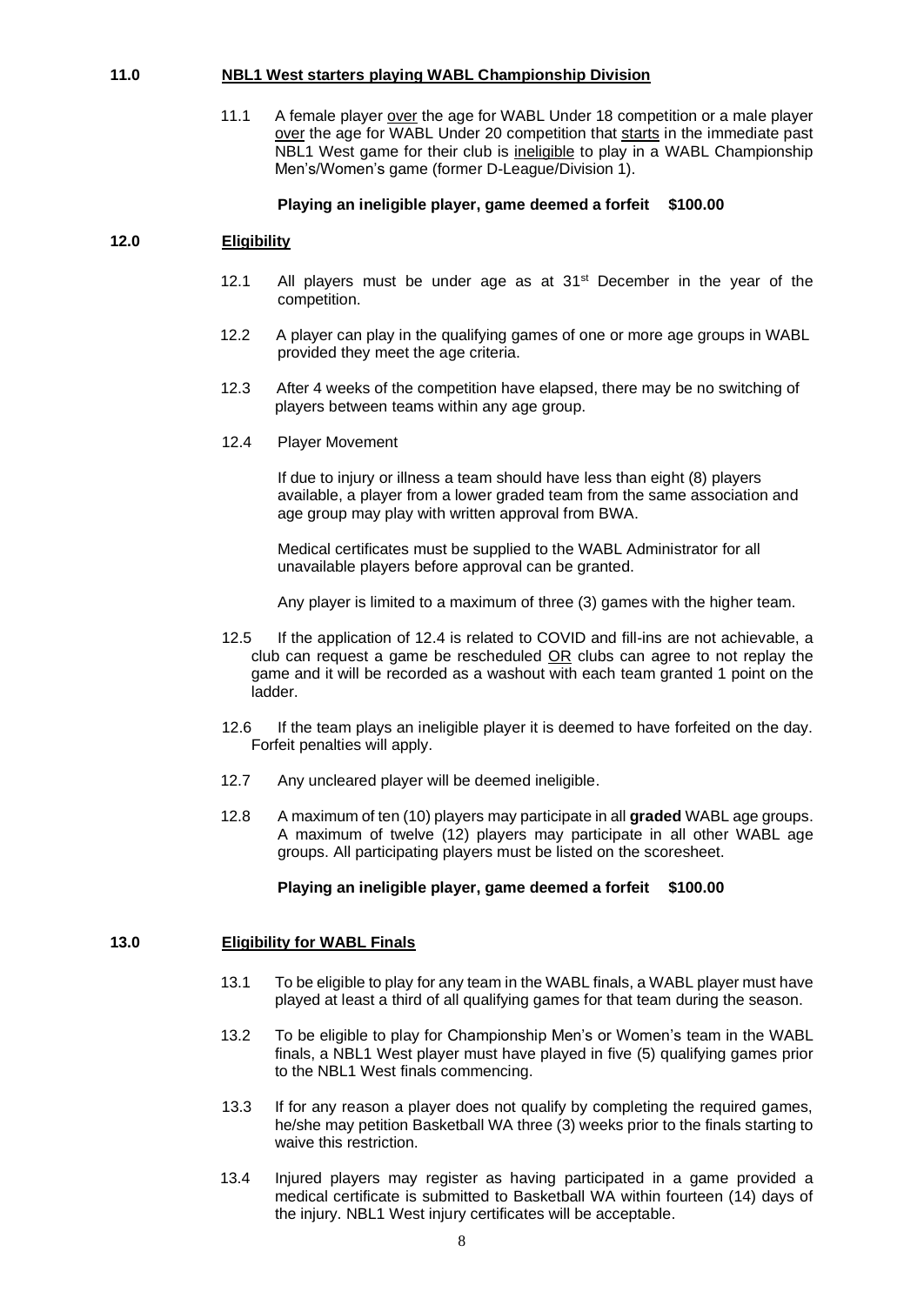## 11.0 NBL1 West starters playing WABL Championship Division

11.1 A female player over the age for WABL Under 18 competition or a male player over the age for WABL Under 20 competition that starts in the immediate past NBL1 West game for their club is ineligible to play in a WABL Championship Men's/Women's game (former D-League/Division 1).

**Playing an ineligible player, game deemed a forfeit $100.00**

## 12.0 Eligibility

12.1 All players must be under age as at 31st December in the year of the competition.

12.2 A player can play in the qualifying games of one or more age groups in WABL provided they meet the age criteria.

12.3 After 4 weeks of the competition have elapsed, there may be no switching of players between teams within any age group.

12.4 Player Movement

If due to injury or illness a team should have less than eight (8) players available, a player from a lower graded team from the same association and age group may play with written approval from BWA.

Medical certificates must be supplied to the WABL Administrator for all unavailable players before approval can be granted.

Any player is limited to a maximum of three (3) games with the higher team.

12.5 If the application of 12.4 is related to COVID and fill-ins are not achievable, a club can request a game be rescheduled OR clubs can agree to not replay the game and it will be recorded as a washout with each team granted 1 point on the ladder.

12.6 If the team plays an ineligible player it is deemed to have forfeited on the day. Forfeit penalties will apply.

12.7 Any uncleared player will be deemed ineligible.

12.8 A maximum of ten (10) players may participate in all **graded** WABL age groups. A maximum of twelve (12) players may participate in all other WABL age groups. All participating players must be listed on the scoresheet.

**Playing an ineligible player, game deemed a forfeit $100.00**

## 13.0 Eligibility for WABL Finals

13.1 To be eligible to play for any team in the WABL finals, a WABL player must have played at least a third of all qualifying games for that team during the season.

13.2 To be eligible to play for Championship Men's or Women's team in the WABL finals, a NBL1 West player must have played in five (5) qualifying games prior to the NBL1 West finals commencing.

13.3 If for any reason a player does not qualify by completing the required games, he/she may petition Basketball WA three (3) weeks prior to the finals starting to waive this restriction.

13.4 Injured players may register as having participated in a game provided a medical certificate is submitted to Basketball WA within fourteen (14) days of the injury. NBL1 West injury certificates will be acceptable.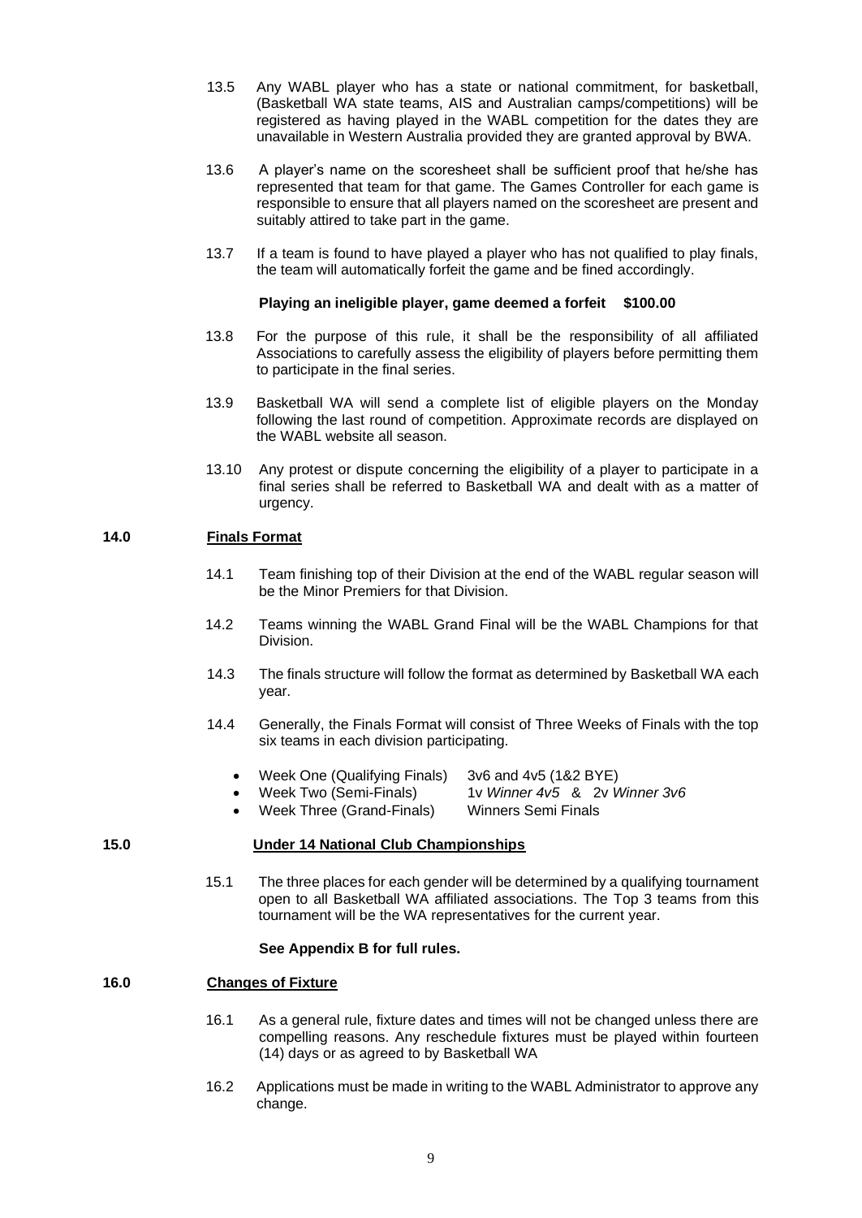13.5 Any WABL player who has a state or national commitment, for basketball, (Basketball WA state teams, AIS and Australian camps/competitions) will be registered as having played in the WABL competition for the dates they are unavailable in Western Australia provided they are granted approval by BWA.

13.6 A player's name on the scoresheet shall be sufficient proof that he/she has represented that team for that game. The Games Controller for each game is responsible to ensure that all players named on the scoresheet are present and suitably attired to take part in the game.

13.7 If a team is found to have played a player who has not qualified to play finals, the team will automatically forfeit the game and be fined accordingly.

**Playing an ineligible player, game deemed a forfeit $100.00**

13.8 For the purpose of this rule, it shall be the responsibility of all affiliated Associations to carefully assess the eligibility of players before permitting them to participate in the final series.

13.9 Basketball WA will send a complete list of eligible players on the Monday following the last round of competition. Approximate records are displayed on the WABL website all season.

13.10 Any protest or dispute concerning the eligibility of a player to participate in a final series shall be referred to Basketball WA and dealt with as a matter of urgency.

## 14.0 Finals Format

14.1 Team finishing top of their Division at the end of the WABL regular season will be the Minor Premiers for that Division.

14.2 Teams winning the WABL Grand Final will be the WABL Champions for that Division.

14.3 The finals structure will follow the format as determined by Basketball WA each year.

14.4 Generally, the Finals Format will consist of Three Weeks of Finals with the top six teams in each division participating.

- Week One (Qualifying Finals) 3v6 and 4v5 (1&2 BYE)
- Week Two (Semi-Finals) 1v *Winner 4v5* & 2v *Winner 3v6*
- Week Three (Grand-Finals) Winners Semi Finals

## 15.0 Under 14 National Club Championships

15.1 The three places for each gender will be determined by a qualifying tournament open to all Basketball WA affiliated associations. The Top 3 teams from this tournament will be the WA representatives for the current year.

**See Appendix B for full rules.**

## 16.0 Changes of Fixture

16.1 As a general rule, fixture dates and times will not be changed unless there are compelling reasons. Any reschedule fixtures must be played within fourteen (14) days or as agreed to by Basketball WA

16.2 Applications must be made in writing to the WABL Administrator to approve any change.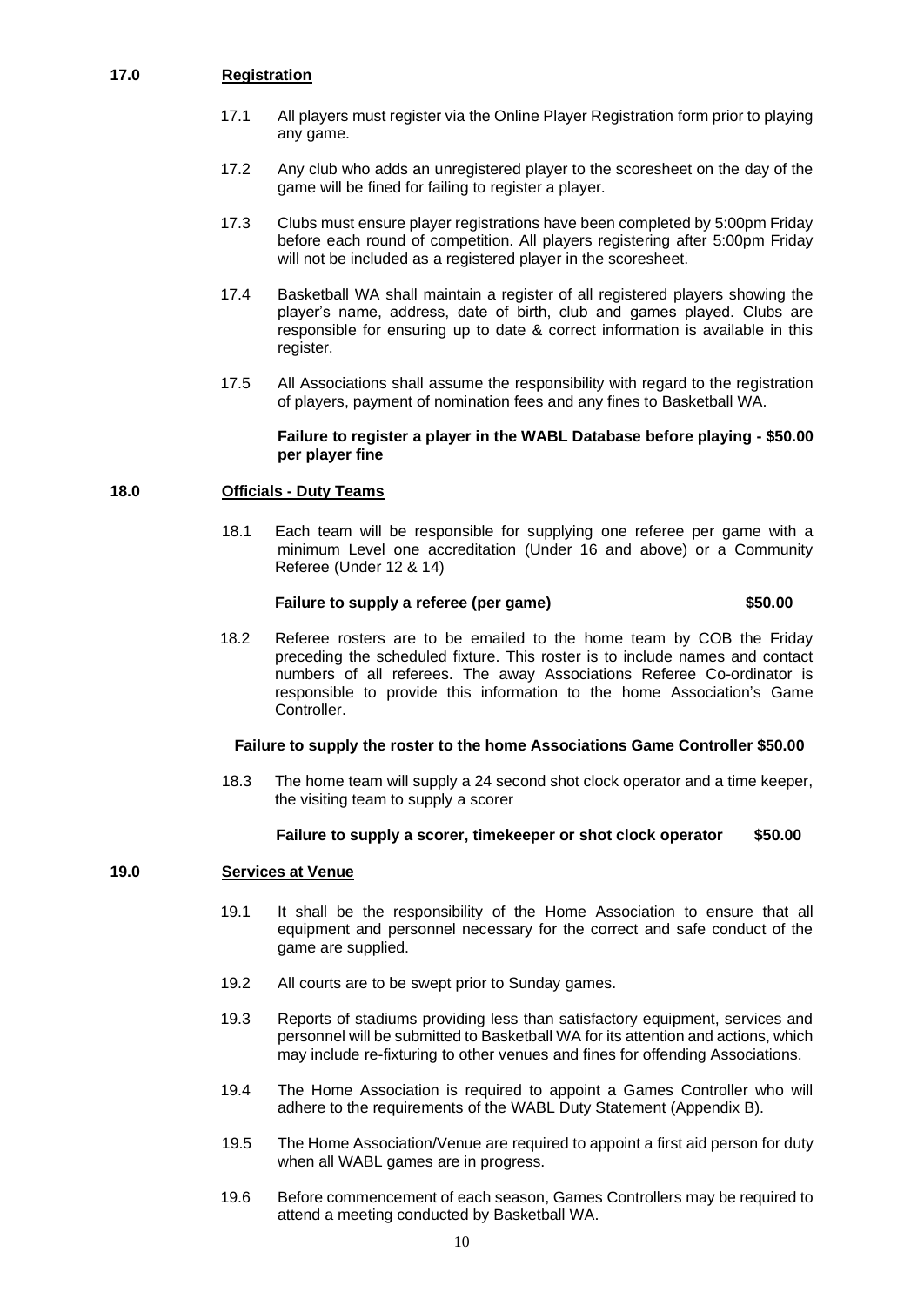## 17.0 Registration

17.1 All players must register via the Online Player Registration form prior to playing any game.

17.2 Any club who adds an unregistered player to the scoresheet on the day of the game will be fined for failing to register a player.

17.3 Clubs must ensure player registrations have been completed by 5:00pm Friday before each round of competition. All players registering after 5:00pm Friday will not be included as a registered player in the scoresheet.

17.4 Basketball WA shall maintain a register of all registered players showing the player's name, address, date of birth, club and games played. Clubs are responsible for ensuring up to date & correct information is available in this register.

17.5 All Associations shall assume the responsibility with regard to the registration of players, payment of nomination fees and any fines to Basketball WA.

**Failure to register a player in the WABL Database before playing - $50.00 per player fine**

## 18.0 Officials - Duty Teams

18.1 Each team will be responsible for supplying one referee per game with a minimum Level one accreditation (Under 16 and above) or a Community Referee (Under 12 & 14)

**Failure to supply a referee (per game) $50.00**

18.2 Referee rosters are to be emailed to the home team by COB the Friday preceding the scheduled fixture. This roster is to include names and contact numbers of all referees. The away Associations Referee Co-ordinator is responsible to provide this information to the home Association's Game Controller.

**Failure to supply the roster to the home Associations Game Controller $50.00**

18.3 The home team will supply a 24 second shot clock operator and a time keeper, the visiting team to supply a scorer

**Failure to supply a scorer, timekeeper or shot clock operator $50.00**

## 19.0 Services at Venue

19.1 It shall be the responsibility of the Home Association to ensure that all equipment and personnel necessary for the correct and safe conduct of the game are supplied.

19.2 All courts are to be swept prior to Sunday games.

19.3 Reports of stadiums providing less than satisfactory equipment, services and personnel will be submitted to Basketball WA for its attention and actions, which may include re-fixturing to other venues and fines for offending Associations.

19.4 The Home Association is required to appoint a Games Controller who will adhere to the requirements of the WABL Duty Statement (Appendix B).

19.5 The Home Association/Venue are required to appoint a first aid person for duty when all WABL games are in progress.

19.6 Before commencement of each season, Games Controllers may be required to attend a meeting conducted by Basketball WA.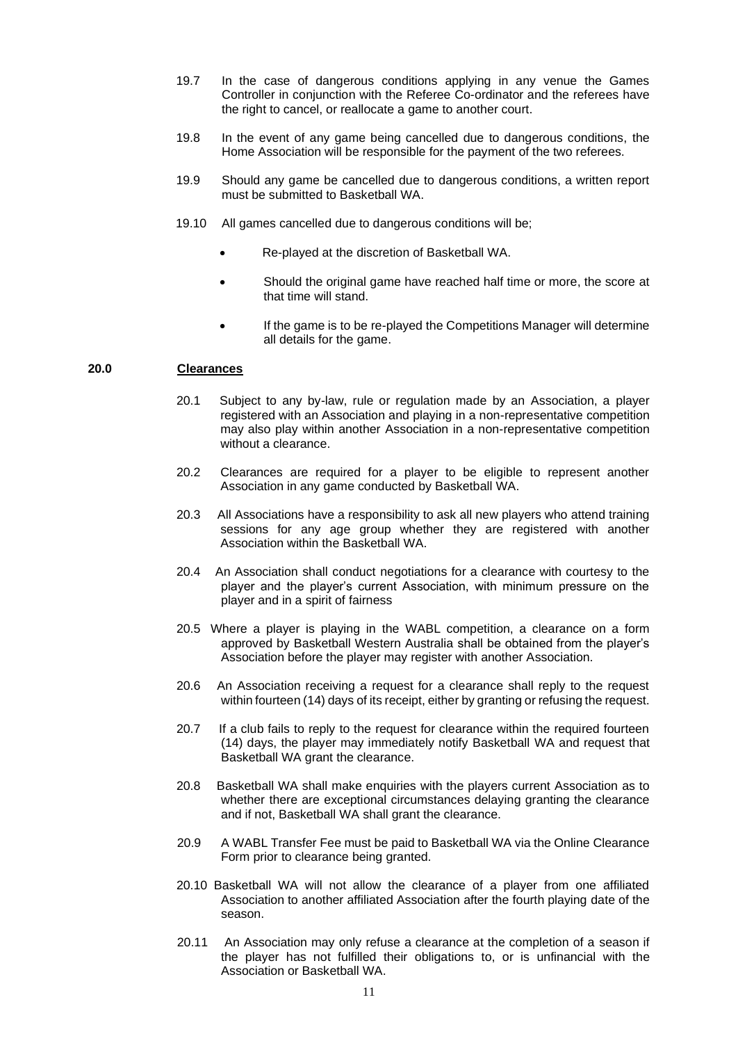19.7 In the case of dangerous conditions applying in any venue the Games Controller in conjunction with the Referee Co-ordinator and the referees have the right to cancel, or reallocate a game to another court.

19.8 In the event of any game being cancelled due to dangerous conditions, the Home Association will be responsible for the payment of the two referees.

19.9 Should any game be cancelled due to dangerous conditions, a written report must be submitted to Basketball WA.

19.10 All games cancelled due to dangerous conditions will be;

- Re-played at the discretion of Basketball WA.
- Should the original game have reached half time or more, the score at that time will stand.
- If the game is to be re-played the Competitions Manager will determine all details for the game.

## 20.0 Clearances

20.1 Subject to any by-law, rule or regulation made by an Association, a player registered with an Association and playing in a non-representative competition may also play within another Association in a non-representative competition without a clearance.

20.2 Clearances are required for a player to be eligible to represent another Association in any game conducted by Basketball WA.

20.3 All Associations have a responsibility to ask all new players who attend training sessions for any age group whether they are registered with another Association within the Basketball WA.

20.4 An Association shall conduct negotiations for a clearance with courtesy to the player and the player's current Association, with minimum pressure on the player and in a spirit of fairness

20.5 Where a player is playing in the WABL competition, a clearance on a form approved by Basketball Western Australia shall be obtained from the player's Association before the player may register with another Association.

20.6 An Association receiving a request for a clearance shall reply to the request within fourteen (14) days of its receipt, either by granting or refusing the request.

20.7 If a club fails to reply to the request for clearance within the required fourteen (14) days, the player may immediately notify Basketball WA and request that Basketball WA grant the clearance.

20.8 Basketball WA shall make enquiries with the players current Association as to whether there are exceptional circumstances delaying granting the clearance and if not, Basketball WA shall grant the clearance.

20.9 A WABL Transfer Fee must be paid to Basketball WA via the Online Clearance Form prior to clearance being granted.

20.10 Basketball WA will not allow the clearance of a player from one affiliated Association to another affiliated Association after the fourth playing date of the season.

20.11 An Association may only refuse a clearance at the completion of a season if the player has not fulfilled their obligations to, or is unfinancial with the Association or Basketball WA.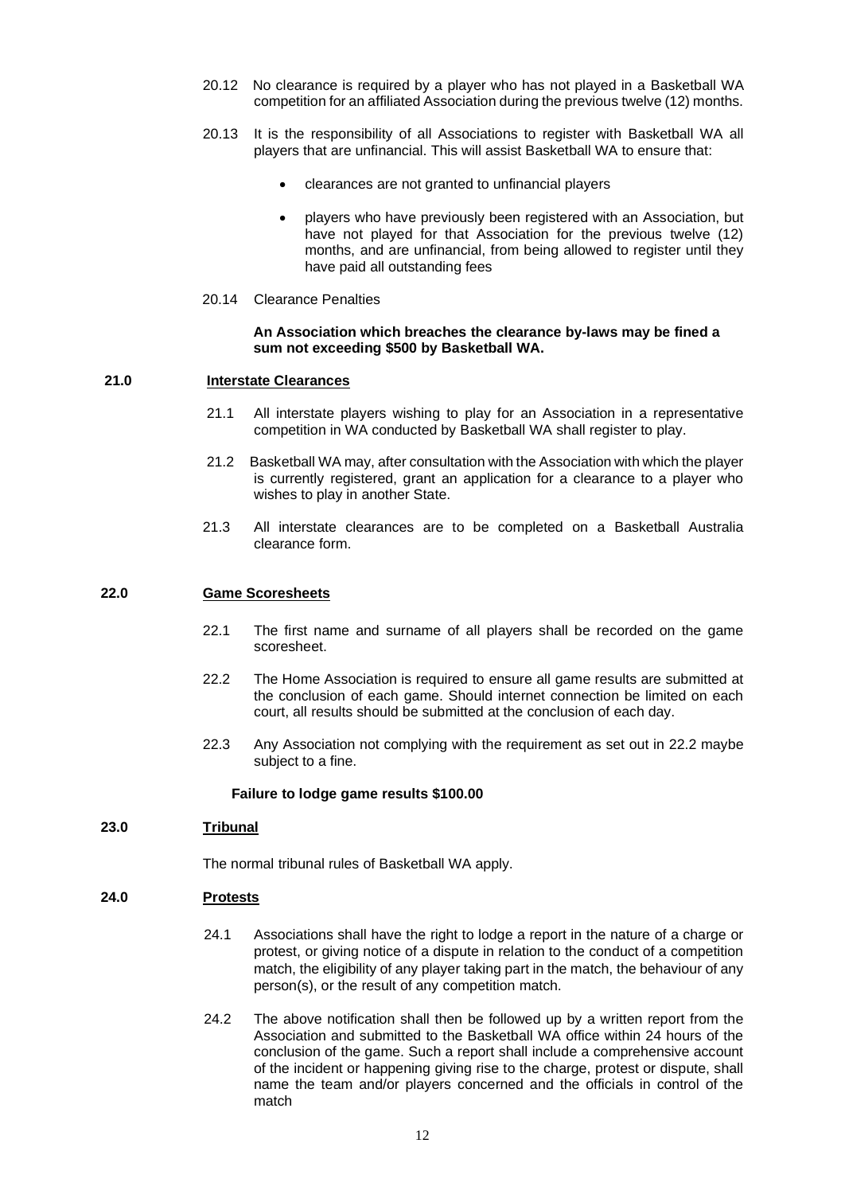20.12 No clearance is required by a player who has not played in a Basketball WA competition for an affiliated Association during the previous twelve (12) months.

20.13 It is the responsibility of all Associations to register with Basketball WA all players that are unfinancial. This will assist Basketball WA to ensure that:

- clearances are not granted to unfinancial players
- players who have previously been registered with an Association, but have not played for that Association for the previous twelve (12) months, and are unfinancial, from being allowed to register until they have paid all outstanding fees

20.14 Clearance Penalties

**An Association which breaches the clearance by-laws may be fined a sum not exceeding $500 by Basketball WA.**

## 21.0 Interstate Clearances

21.1 All interstate players wishing to play for an Association in a representative competition in WA conducted by Basketball WA shall register to play.

21.2 Basketball WA may, after consultation with the Association with which the player is currently registered, grant an application for a clearance to a player who wishes to play in another State.

21.3 All interstate clearances are to be completed on a Basketball Australia clearance form.

## 22.0 Game Scoresheets

22.1 The first name and surname of all players shall be recorded on the game scoresheet.

22.2 The Home Association is required to ensure all game results are submitted at the conclusion of each game. Should internet connection be limited on each court, all results should be submitted at the conclusion of each day.

22.3 Any Association not complying with the requirement as set out in 22.2 maybe subject to a fine.

**Failure to lodge game results $100.00**

## 23.0 Tribunal

The normal tribunal rules of Basketball WA apply.

## 24.0 Protests

24.1 Associations shall have the right to lodge a report in the nature of a charge or protest, or giving notice of a dispute in relation to the conduct of a competition match, the eligibility of any player taking part in the match, the behaviour of any person(s), or the result of any competition match.

24.2 The above notification shall then be followed up by a written report from the Association and submitted to the Basketball WA office within 24 hours of the conclusion of the game. Such a report shall include a comprehensive account of the incident or happening giving rise to the charge, protest or dispute, shall name the team and/or players concerned and the officials in control of the match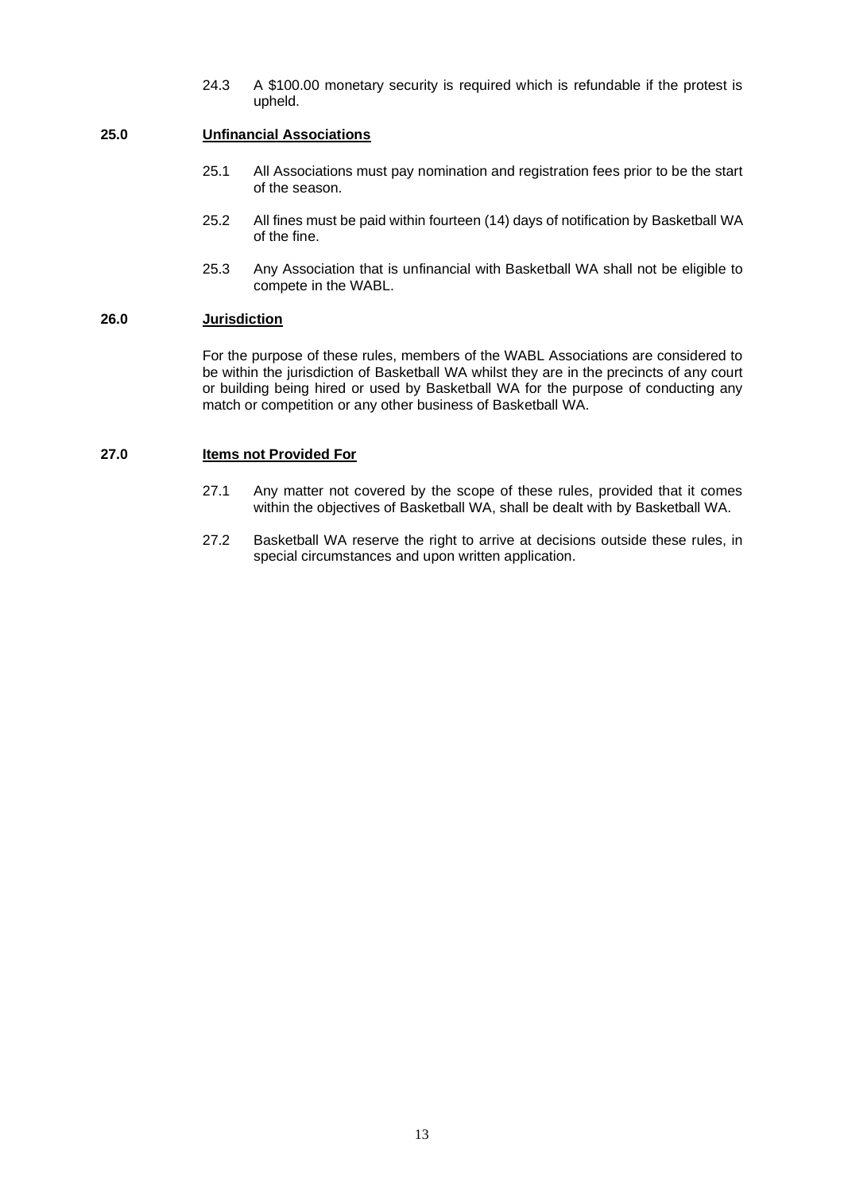24.3 A $100.00 monetary security is required which is refundable if the protest is upheld.

## 25.0 Unfinancial Associations

25.1 All Associations must pay nomination and registration fees prior to be the start of the season.

25.2 All fines must be paid within fourteen (14) days of notification by Basketball WA of the fine.

25.3 Any Association that is unfinancial with Basketball WA shall not be eligible to compete in the WABL.

## 26.0 Jurisdiction

For the purpose of these rules, members of the WABL Associations are considered to be within the jurisdiction of Basketball WA whilst they are in the precincts of any court or building being hired or used by Basketball WA for the purpose of conducting any match or competition or any other business of Basketball WA.

## 27.0 Items not Provided For

27.1 Any matter not covered by the scope of these rules, provided that it comes within the objectives of Basketball WA, shall be dealt with by Basketball WA.

27.2 Basketball WA reserve the right to arrive at decisions outside these rules, in special circumstances and upon written application.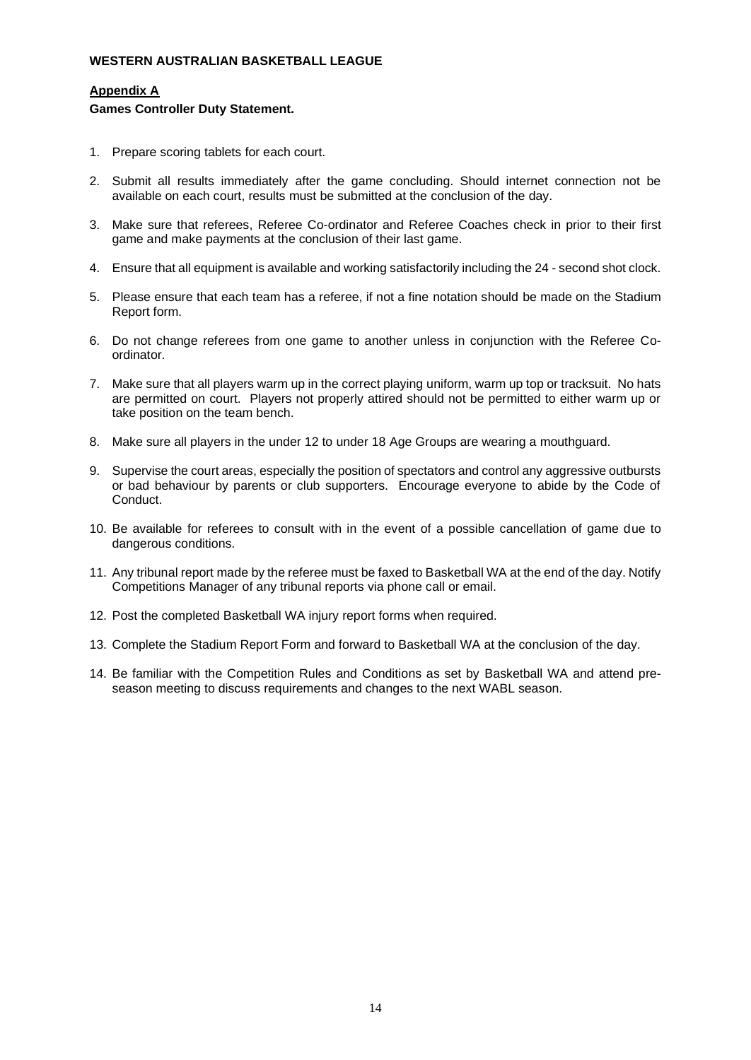**WESTERN AUSTRALIAN BASKETBALL LEAGUE**

## Appendix A

**Games Controller Duty Statement.**

1. Prepare scoring tablets for each court.
2. Submit all results immediately after the game concluding. Should internet connection not be available on each court, results must be submitted at the conclusion of the day.
3. Make sure that referees, Referee Co-ordinator and Referee Coaches check in prior to their first game and make payments at the conclusion of their last game.
4. Ensure that all equipment is available and working satisfactorily including the 24 - second shot clock.
5. Please ensure that each team has a referee, if not a fine notation should be made on the Stadium Report form.
6. Do not change referees from one game to another unless in conjunction with the Referee Co-ordinator.
7. Make sure that all players warm up in the correct playing uniform, warm up top or tracksuit. No hats are permitted on court. Players not properly attired should not be permitted to either warm up or take position on the team bench.
8. Make sure all players in the under 12 to under 18 Age Groups are wearing a mouthguard.
9. Supervise the court areas, especially the position of spectators and control any aggressive outbursts or bad behaviour by parents or club supporters. Encourage everyone to abide by the Code of Conduct.
10. Be available for referees to consult with in the event of a possible cancellation of game due to dangerous conditions.
11. Any tribunal report made by the referee must be faxed to Basketball WA at the end of the day. Notify Competitions Manager of any tribunal reports via phone call or email.
12. Post the completed Basketball WA injury report forms when required.
13. Complete the Stadium Report Form and forward to Basketball WA at the conclusion of the day.
14. Be familiar with the Competition Rules and Conditions as set by Basketball WA and attend pre-season meeting to discuss requirements and changes to the next WABL season.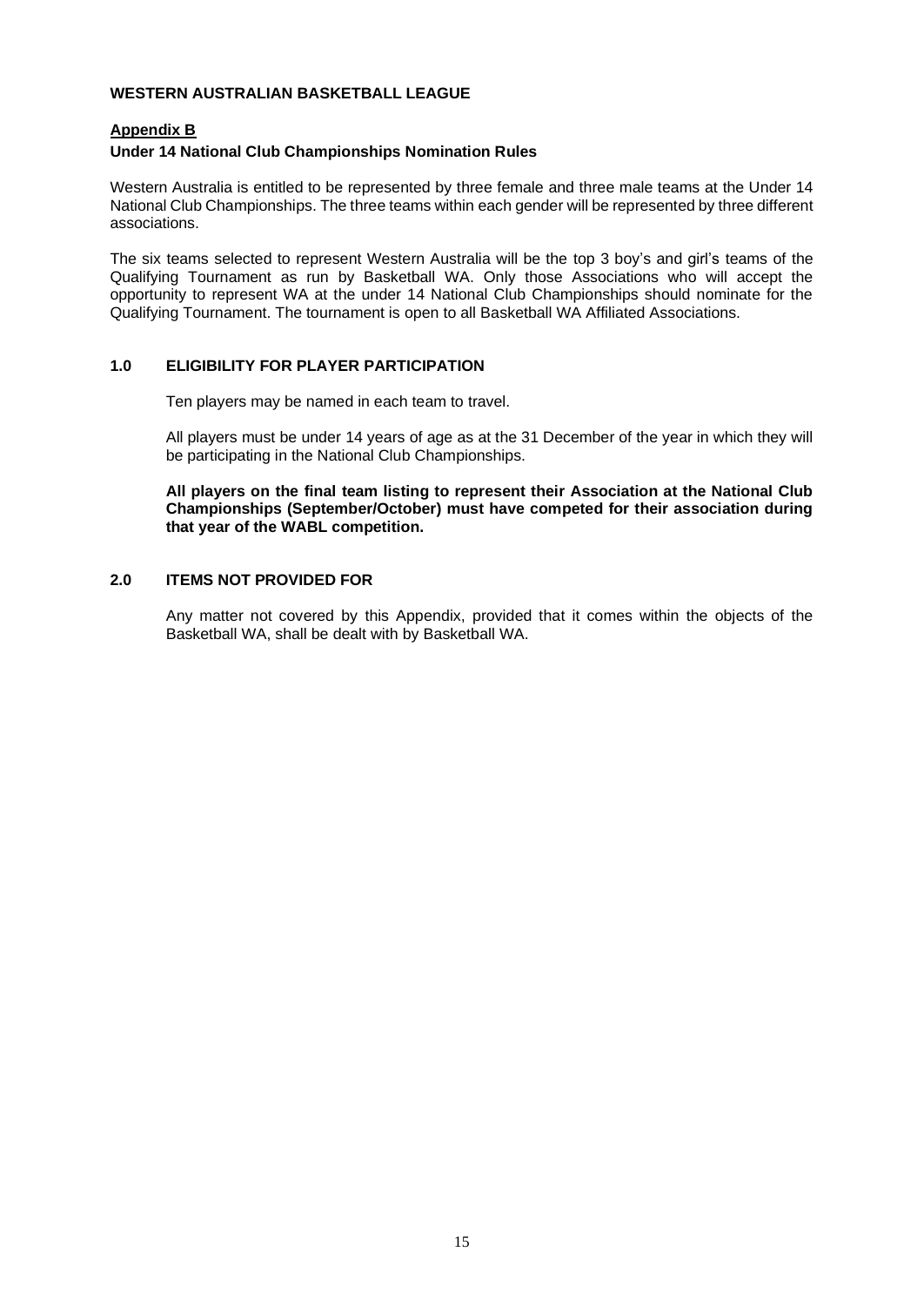**WESTERN AUSTRALIAN BASKETBALL LEAGUE**

## Appendix B

**Under 14 National Club Championships Nomination Rules**

Western Australia is entitled to be represented by three female and three male teams at the Under 14 National Club Championships. The three teams within each gender will be represented by three different associations.

The six teams selected to represent Western Australia will be the top 3 boy's and girl's teams of the Qualifying Tournament as run by Basketball WA. Only those Associations who will accept the opportunity to represent WA at the under 14 National Club Championships should nominate for the Qualifying Tournament. The tournament is open to all Basketball WA Affiliated Associations.

### 1.0 ELIGIBILITY FOR PLAYER PARTICIPATION

Ten players may be named in each team to travel.

All players must be under 14 years of age as at the 31 December of the year in which they will be participating in the National Club Championships.

**All players on the final team listing to represent their Association at the National Club Championships (September/October) must have competed for their association during that year of the WABL competition.**

### 2.0 ITEMS NOT PROVIDED FOR

Any matter not covered by this Appendix, provided that it comes within the objects of the Basketball WA, shall be dealt with by Basketball WA.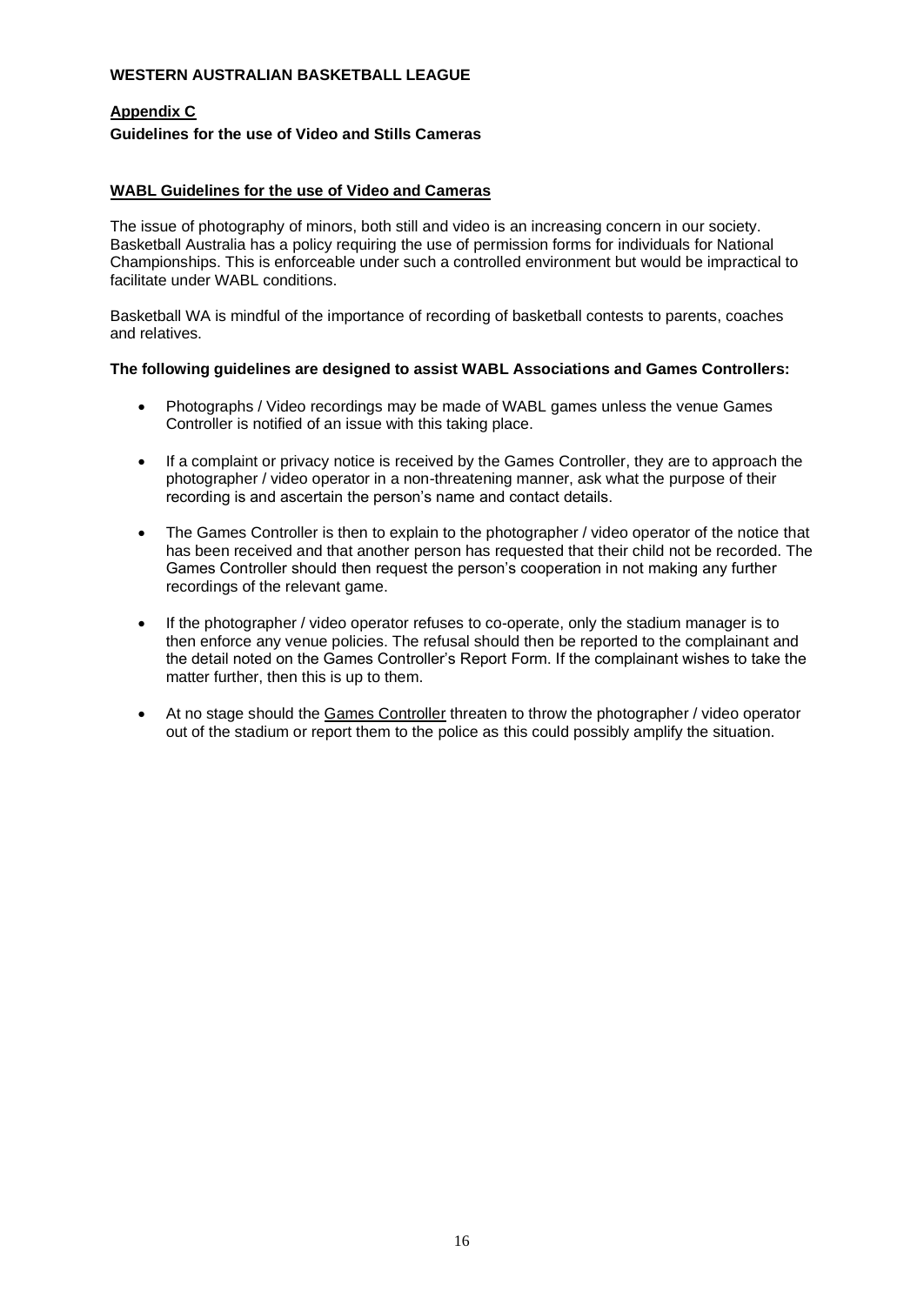**WESTERN AUSTRALIAN BASKETBALL LEAGUE**

## Appendix C

**Guidelines for the use of Video and Stills Cameras**

### WABL Guidelines for the use of Video and Cameras

The issue of photography of minors, both still and video is an increasing concern in our society. Basketball Australia has a policy requiring the use of permission forms for individuals for National Championships. This is enforceable under such a controlled environment but would be impractical to facilitate under WABL conditions.

Basketball WA is mindful of the importance of recording of basketball contests to parents, coaches and relatives.

**The following guidelines are designed to assist WABL Associations and Games Controllers:**

- Photographs / Video recordings may be made of WABL games unless the venue Games Controller is notified of an issue with this taking place.
- If a complaint or privacy notice is received by the Games Controller, they are to approach the photographer / video operator in a non-threatening manner, ask what the purpose of their recording is and ascertain the person's name and contact details.
- The Games Controller is then to explain to the photographer / video operator of the notice that has been received and that another person has requested that their child not be recorded. The Games Controller should then request the person's cooperation in not making any further recordings of the relevant game.
- If the photographer / video operator refuses to co-operate, only the stadium manager is to then enforce any venue policies. The refusal should then be reported to the complainant and the detail noted on the Games Controller's Report Form. If the complainant wishes to take the matter further, then this is up to them.
- At no stage should the Games Controller threaten to throw the photographer / video operator out of the stadium or report them to the police as this could possibly amplify the situation.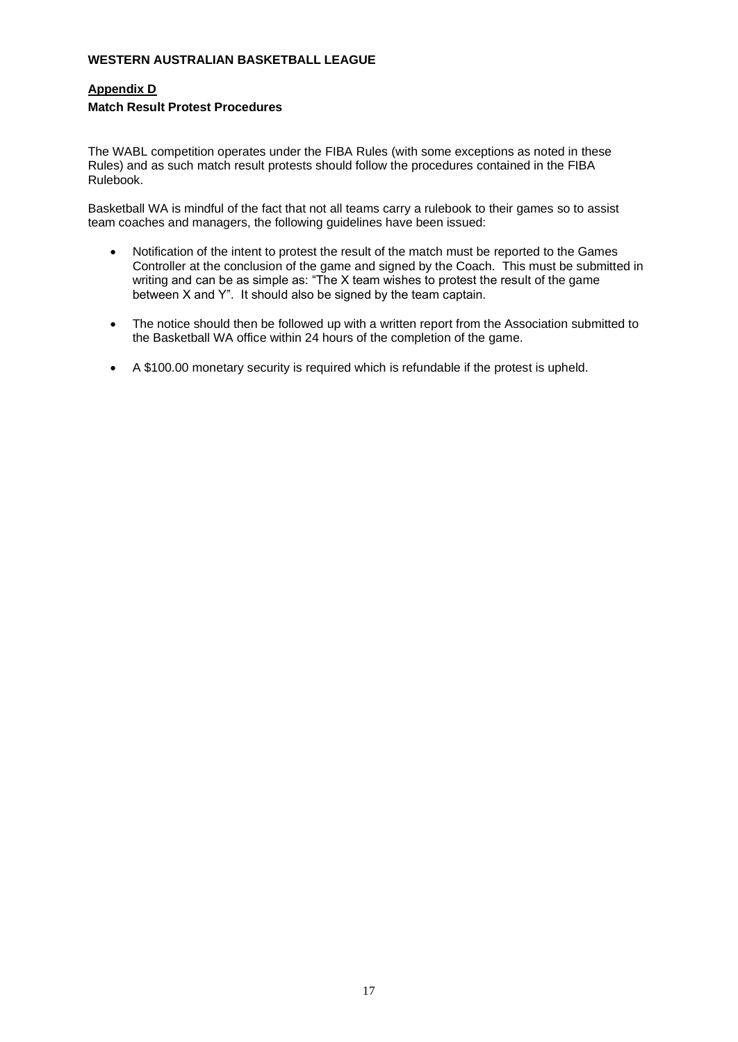**WESTERN AUSTRALIAN BASKETBALL LEAGUE**

## Appendix D

### Match Result Protest Procedures

The WABL competition operates under the FIBA Rules (with some exceptions as noted in these Rules) and as such match result protests should follow the procedures contained in the FIBA Rulebook.

Basketball WA is mindful of the fact that not all teams carry a rulebook to their games so to assist team coaches and managers, the following guidelines have been issued:

- Notification of the intent to protest the result of the match must be reported to the Games Controller at the conclusion of the game and signed by the Coach. This must be submitted in writing and can be as simple as: "The X team wishes to protest the result of the game between X and Y". It should also be signed by the team captain.
- The notice should then be followed up with a written report from the Association submitted to the Basketball WA office within 24 hours of the completion of the game.
- A $100.00 monetary security is required which is refundable if the protest is upheld.